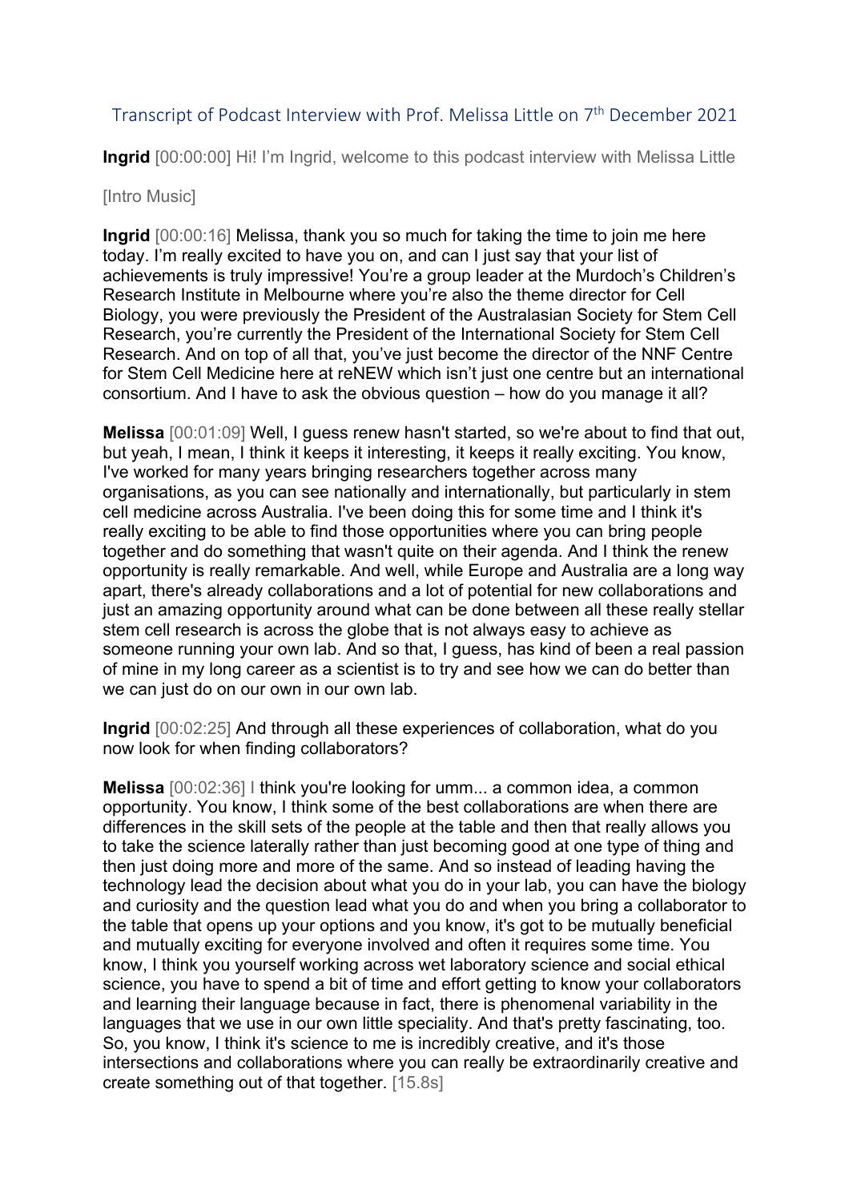# Transcript of Podcast Interview with Prof. Melissa Little on 7th December 2021

**Ingrid** [00:00:00] Hi! I'm Ingrid, welcome to this podcast interview with Melissa Little

[Intro Music]

**Ingrid** [00:00:16] Melissa, thank you so much for taking the time to join me here today. I'm really excited to have you on, and can I just say that your list of achievements is truly impressive! You're a group leader at the Murdoch's Children's Research Institute in Melbourne where you're also the theme director for Cell Biology, you were previously the President of the Australasian Society for Stem Cell Research, you're currently the President of the International Society for Stem Cell Research. And on top of all that, you've just become the director of the NNF Centre for Stem Cell Medicine here at reNEW which isn't just one centre but an international consortium. And I have to ask the obvious question – how do you manage it all?

**Melissa** [00:01:09] Well, I guess renew hasn't started, so we're about to find that out, but yeah, I mean, I think it keeps it interesting, it keeps it really exciting. You know, I've worked for many years bringing researchers together across many organisations, as you can see nationally and internationally, but particularly in stem cell medicine across Australia. I've been doing this for some time and I think it's really exciting to be able to find those opportunities where you can bring people together and do something that wasn't quite on their agenda. And I think the renew opportunity is really remarkable. And well, while Europe and Australia are a long way apart, there's already collaborations and a lot of potential for new collaborations and just an amazing opportunity around what can be done between all these really stellar stem cell research is across the globe that is not always easy to achieve as someone running your own lab. And so that, I guess, has kind of been a real passion of mine in my long career as a scientist is to try and see how we can do better than we can just do on our own in our own lab.

**Ingrid** [00:02:25] And through all these experiences of collaboration, what do you now look for when finding collaborators?

**Melissa** [00:02:36] I think you're looking for umm... a common idea, a common opportunity. You know, I think some of the best collaborations are when there are differences in the skill sets of the people at the table and then that really allows you to take the science laterally rather than just becoming good at one type of thing and then just doing more and more of the same. And so instead of leading having the technology lead the decision about what you do in your lab, you can have the biology and curiosity and the question lead what you do and when you bring a collaborator to the table that opens up your options and you know, it's got to be mutually beneficial and mutually exciting for everyone involved and often it requires some time. You know, I think you yourself working across wet laboratory science and social ethical science, you have to spend a bit of time and effort getting to know your collaborators and learning their language because in fact, there is phenomenal variability in the languages that we use in our own little speciality. And that's pretty fascinating, too. So, you know, I think it's science to me is incredibly creative, and it's those intersections and collaborations where you can really be extraordinarily creative and create something out of that together. [15.8s]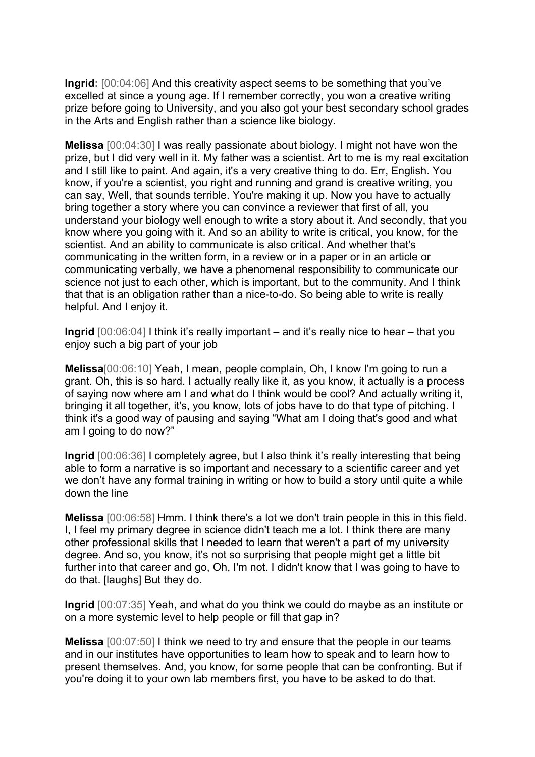**Ingrid:** [00:04:06] And this creativity aspect seems to be something that you've excelled at since a young age. If I remember correctly, you won a creative writing prize before going to University, and you also got your best secondary school grades in the Arts and English rather than a science like biology.

**Melissa** [00:04:30] I was really passionate about biology. I might not have won the prize, but I did very well in it. My father was a scientist. Art to me is my real excitation and I still like to paint. And again, it's a very creative thing to do. Err, English. You know, if you're a scientist, you right and running and grand is creative writing, you can say, Well, that sounds terrible. You're making it up. Now you have to actually bring together a story where you can convince a reviewer that first of all, you understand your biology well enough to write a story about it. And secondly, that you know where you going with it. And so an ability to write is critical, you know, for the scientist. And an ability to communicate is also critical. And whether that's communicating in the written form, in a review or in a paper or in an article or communicating verbally, we have a phenomenal responsibility to communicate our science not just to each other, which is important, but to the community. And I think that that is an obligation rather than a nice-to-do. So being able to write is really helpful. And I enjoy it.

**Ingrid** [00:06:04] I think it's really important – and it's really nice to hear – that you enjoy such a big part of your job

**Melissa**[00:06:10] Yeah, I mean, people complain, Oh, I know I'm going to run a grant. Oh, this is so hard. I actually really like it, as you know, it actually is a process of saying now where am I and what do I think would be cool? And actually writing it, bringing it all together, it's, you know, lots of jobs have to do that type of pitching. I think it's a good way of pausing and saying "What am I doing that's good and what am I going to do now?"

**Ingrid** [00:06:36] I completely agree, but I also think it's really interesting that being able to form a narrative is so important and necessary to a scientific career and yet we don't have any formal training in writing or how to build a story until quite a while down the line

**Melissa** [00:06:58] Hmm. I think there's a lot we don't train people in this in this field. I, I feel my primary degree in science didn't teach me a lot. I think there are many other professional skills that I needed to learn that weren't a part of my university degree. And so, you know, it's not so surprising that people might get a little bit further into that career and go, Oh, I'm not. I didn't know that I was going to have to do that. [laughs] But they do.

**Ingrid** [00:07:35] Yeah, and what do you think we could do maybe as an institute or on a more systemic level to help people or fill that gap in?

**Melissa** [00:07:50] I think we need to try and ensure that the people in our teams and in our institutes have opportunities to learn how to speak and to learn how to present themselves. And, you know, for some people that can be confronting. But if you're doing it to your own lab members first, you have to be asked to do that.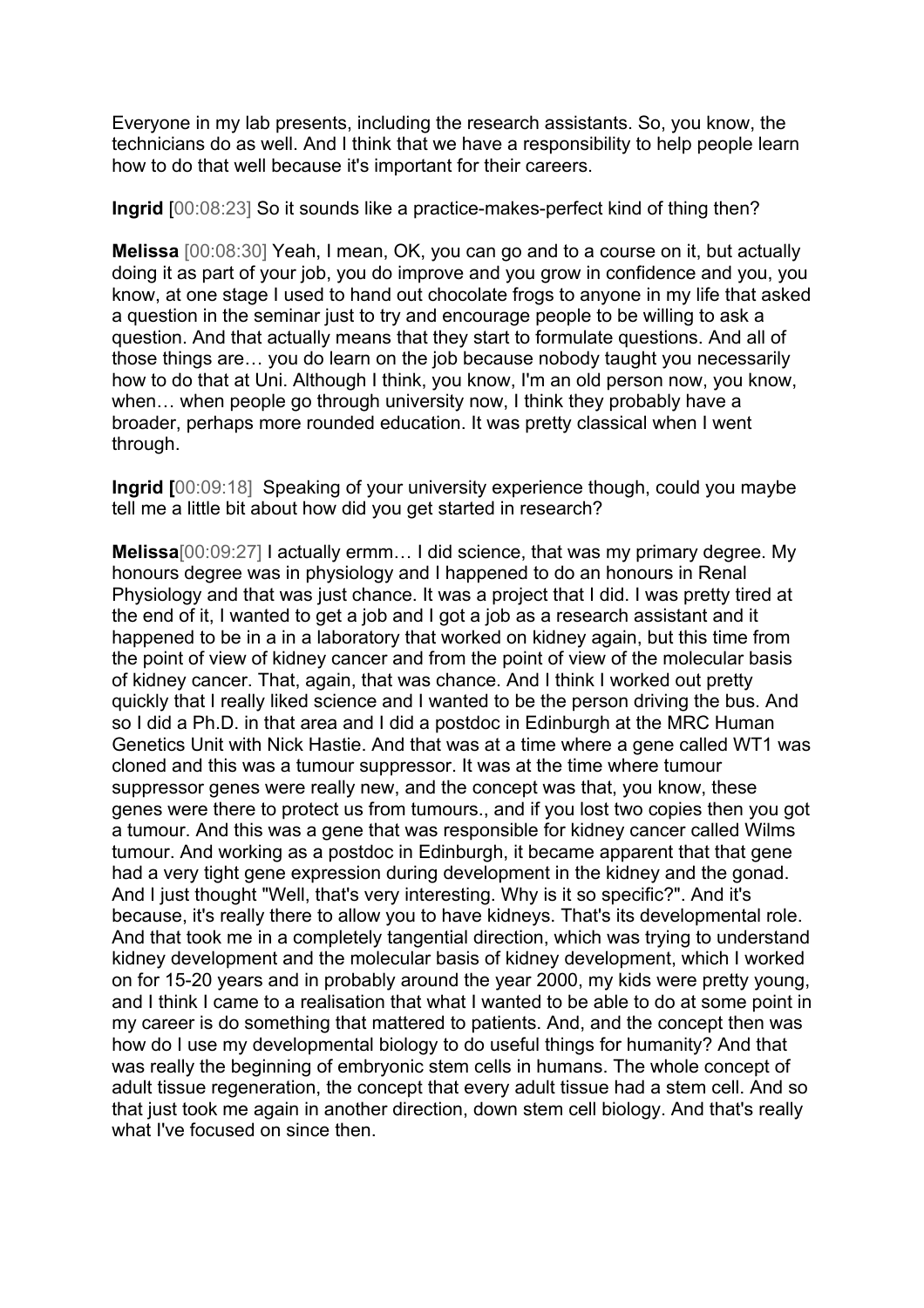Everyone in my lab presents, including the research assistants. So, you know, the technicians do as well. And I think that we have a responsibility to help people learn how to do that well because it's important for their careers.

**Ingrid** [00:08:23] So it sounds like a practice-makes-perfect kind of thing then?

**Melissa** [00:08:30] Yeah, I mean, OK, you can go and to a course on it, but actually doing it as part of your job, you do improve and you grow in confidence and you, you know, at one stage I used to hand out chocolate frogs to anyone in my life that asked a question in the seminar just to try and encourage people to be willing to ask a question. And that actually means that they start to formulate questions. And all of those things are… you do learn on the job because nobody taught you necessarily how to do that at Uni. Although I think, you know, I'm an old person now, you know, when… when people go through university now, I think they probably have a broader, perhaps more rounded education. It was pretty classical when I went through.

**Ingrid [**00:09:18] Speaking of your university experience though, could you maybe tell me a little bit about how did you get started in research?

**Melissa**[00:09:27] I actually ermm… I did science, that was my primary degree. My honours degree was in physiology and I happened to do an honours in Renal Physiology and that was just chance. It was a project that I did. I was pretty tired at the end of it, I wanted to get a job and I got a job as a research assistant and it happened to be in a in a laboratory that worked on kidney again, but this time from the point of view of kidney cancer and from the point of view of the molecular basis of kidney cancer. That, again, that was chance. And I think I worked out pretty quickly that I really liked science and I wanted to be the person driving the bus. And so I did a Ph.D. in that area and I did a postdoc in Edinburgh at the MRC Human Genetics Unit with Nick Hastie. And that was at a time where a gene called WT1 was cloned and this was a tumour suppressor. It was at the time where tumour suppressor genes were really new, and the concept was that, you know, these genes were there to protect us from tumours., and if you lost two copies then you got a tumour. And this was a gene that was responsible for kidney cancer called Wilms tumour. And working as a postdoc in Edinburgh, it became apparent that that gene had a very tight gene expression during development in the kidney and the gonad. And I just thought "Well, that's very interesting. Why is it so specific?". And it's because, it's really there to allow you to have kidneys. That's its developmental role. And that took me in a completely tangential direction, which was trying to understand kidney development and the molecular basis of kidney development, which I worked on for 15-20 years and in probably around the year 2000, my kids were pretty young, and I think I came to a realisation that what I wanted to be able to do at some point in my career is do something that mattered to patients. And, and the concept then was how do I use my developmental biology to do useful things for humanity? And that was really the beginning of embryonic stem cells in humans. The whole concept of adult tissue regeneration, the concept that every adult tissue had a stem cell. And so that just took me again in another direction, down stem cell biology. And that's really what I've focused on since then.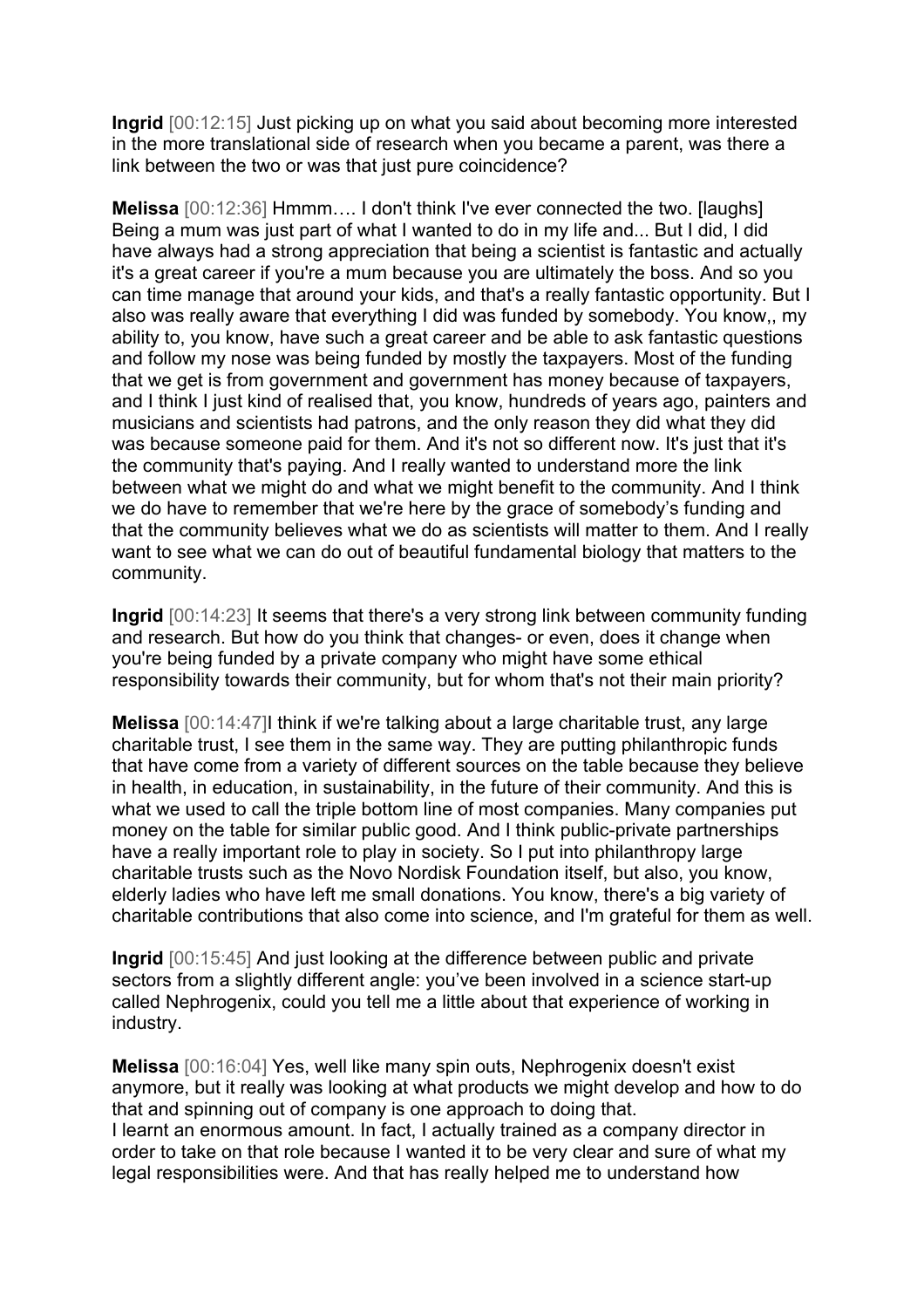**Ingrid** [00:12:15] Just picking up on what you said about becoming more interested in the more translational side of research when you became a parent, was there a link between the two or was that just pure coincidence?

**Melissa** [00:12:36] Hmmm…. I don't think I've ever connected the two. [laughs] Being a mum was just part of what I wanted to do in my life and... But I did, I did have always had a strong appreciation that being a scientist is fantastic and actually it's a great career if you're a mum because you are ultimately the boss. And so you can time manage that around your kids, and that's a really fantastic opportunity. But I also was really aware that everything I did was funded by somebody. You know,, my ability to, you know, have such a great career and be able to ask fantastic questions and follow my nose was being funded by mostly the taxpayers. Most of the funding that we get is from government and government has money because of taxpayers, and I think I just kind of realised that, you know, hundreds of years ago, painters and musicians and scientists had patrons, and the only reason they did what they did was because someone paid for them. And it's not so different now. It's just that it's the community that's paying. And I really wanted to understand more the link between what we might do and what we might benefit to the community. And I think we do have to remember that we're here by the grace of somebody's funding and that the community believes what we do as scientists will matter to them. And I really want to see what we can do out of beautiful fundamental biology that matters to the community.

**Ingrid** [00:14:23] It seems that there's a very strong link between community funding and research. But how do you think that changes- or even, does it change when you're being funded by a private company who might have some ethical responsibility towards their community, but for whom that's not their main priority?

**Melissa** [00:14:47]I think if we're talking about a large charitable trust, any large charitable trust, I see them in the same way. They are putting philanthropic funds that have come from a variety of different sources on the table because they believe in health, in education, in sustainability, in the future of their community. And this is what we used to call the triple bottom line of most companies. Many companies put money on the table for similar public good. And I think public-private partnerships have a really important role to play in society. So I put into philanthropy large charitable trusts such as the Novo Nordisk Foundation itself, but also, you know, elderly ladies who have left me small donations. You know, there's a big variety of charitable contributions that also come into science, and I'm grateful for them as well.

**Ingrid** [00:15:45] And just looking at the difference between public and private sectors from a slightly different angle: you've been involved in a science start-up called Nephrogenix, could you tell me a little about that experience of working in industry.

**Melissa** [00:16:04] Yes, well like many spin outs, Nephrogenix doesn't exist anymore, but it really was looking at what products we might develop and how to do that and spinning out of company is one approach to doing that.
I learnt an enormous amount. In fact, I actually trained as a company director in order to take on that role because I wanted it to be very clear and sure of what my legal responsibilities were. And that has really helped me to understand how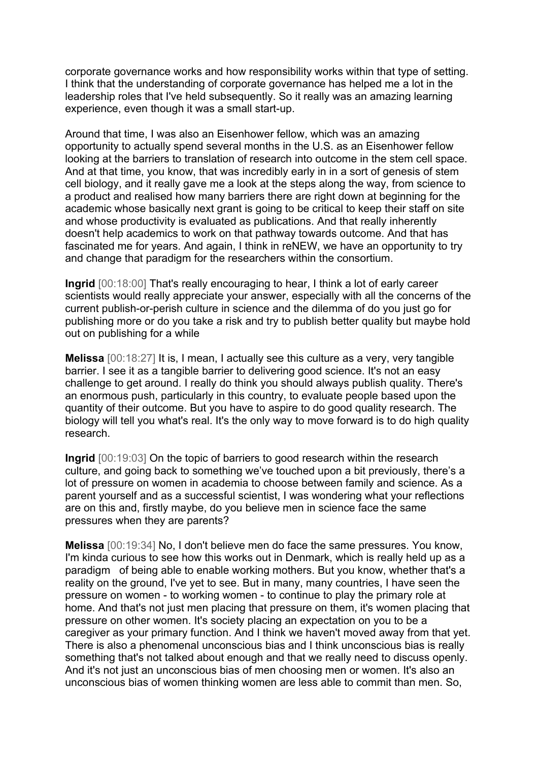corporate governance works and how responsibility works within that type of setting. I think that the understanding of corporate governance has helped me a lot in the leadership roles that I've held subsequently. So it really was an amazing learning experience, even though it was a small start-up.

Around that time, I was also an Eisenhower fellow, which was an amazing opportunity to actually spend several months in the U.S. as an Eisenhower fellow looking at the barriers to translation of research into outcome in the stem cell space. And at that time, you know, that was incredibly early in in a sort of genesis of stem cell biology, and it really gave me a look at the steps along the way, from science to a product and realised how many barriers there are right down at beginning for the academic whose basically next grant is going to be critical to keep their staff on site and whose productivity is evaluated as publications. And that really inherently doesn't help academics to work on that pathway towards outcome. And that has fascinated me for years. And again, I think in reNEW, we have an opportunity to try and change that paradigm for the researchers within the consortium.

**Ingrid** [00:18:00] That's really encouraging to hear, I think a lot of early career scientists would really appreciate your answer, especially with all the concerns of the current publish-or-perish culture in science and the dilemma of do you just go for publishing more or do you take a risk and try to publish better quality but maybe hold out on publishing for a while

**Melissa** [00:18:27] It is, I mean, I actually see this culture as a very, very tangible barrier. I see it as a tangible barrier to delivering good science. It's not an easy challenge to get around. I really do think you should always publish quality. There's an enormous push, particularly in this country, to evaluate people based upon the quantity of their outcome. But you have to aspire to do good quality research. The biology will tell you what's real. It's the only way to move forward is to do high quality research.

**Ingrid** [00:19:03] On the topic of barriers to good research within the research culture, and going back to something we've touched upon a bit previously, there's a lot of pressure on women in academia to choose between family and science. As a parent yourself and as a successful scientist, I was wondering what your reflections are on this and, firstly maybe, do you believe men in science face the same pressures when they are parents?

**Melissa** [00:19:34] No, I don't believe men do face the same pressures. You know, I'm kinda curious to see how this works out in Denmark, which is really held up as a paradigm of being able to enable working mothers. But you know, whether that's a reality on the ground, I've yet to see. But in many, many countries, I have seen the pressure on women - to working women - to continue to play the primary role at home. And that's not just men placing that pressure on them, it's women placing that pressure on other women. It's society placing an expectation on you to be a caregiver as your primary function. And I think we haven't moved away from that yet. There is also a phenomenal unconscious bias and I think unconscious bias is really something that's not talked about enough and that we really need to discuss openly. And it's not just an unconscious bias of men choosing men or women. It's also an unconscious bias of women thinking women are less able to commit than men. So,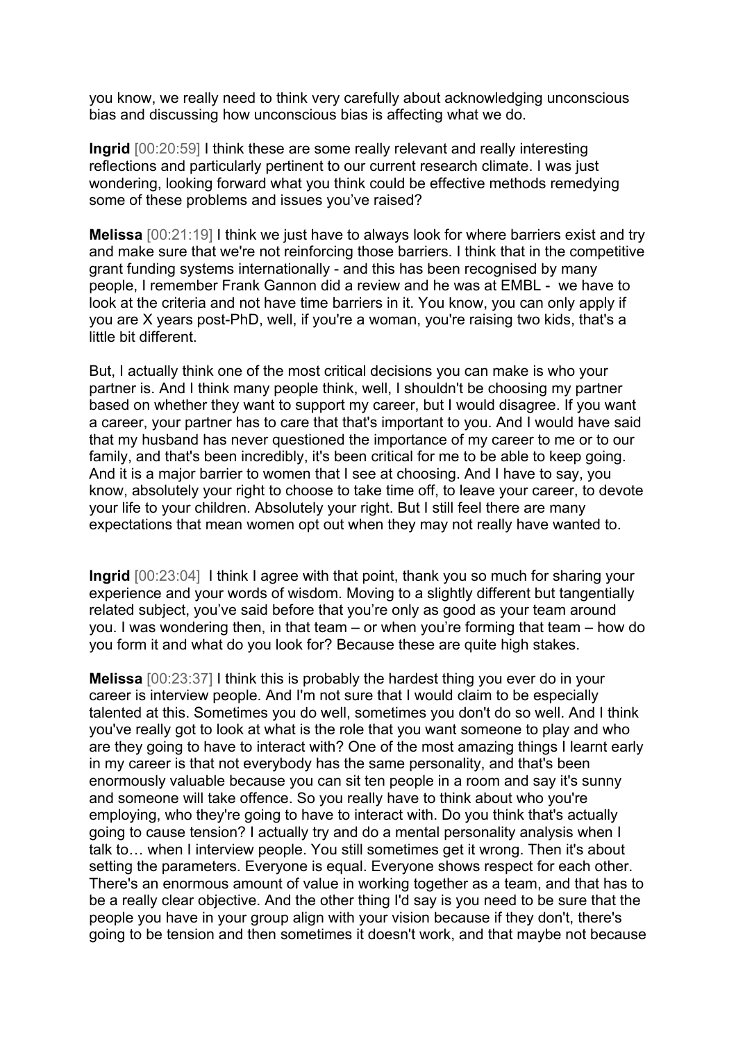you know, we really need to think very carefully about acknowledging unconscious bias and discussing how unconscious bias is affecting what we do.

**Ingrid** [00:20:59] I think these are some really relevant and really interesting reflections and particularly pertinent to our current research climate. I was just wondering, looking forward what you think could be effective methods remedying some of these problems and issues you've raised?

**Melissa** [00:21:19] I think we just have to always look for where barriers exist and try and make sure that we're not reinforcing those barriers. I think that in the competitive grant funding systems internationally - and this has been recognised by many people, I remember Frank Gannon did a review and he was at EMBL - we have to look at the criteria and not have time barriers in it. You know, you can only apply if you are X years post-PhD, well, if you're a woman, you're raising two kids, that's a little bit different.

But, I actually think one of the most critical decisions you can make is who your partner is. And I think many people think, well, I shouldn't be choosing my partner based on whether they want to support my career, but I would disagree. If you want a career, your partner has to care that that's important to you. And I would have said that my husband has never questioned the importance of my career to me or to our family, and that's been incredibly, it's been critical for me to be able to keep going. And it is a major barrier to women that I see at choosing. And I have to say, you know, absolutely your right to choose to take time off, to leave your career, to devote your life to your children. Absolutely your right. But I still feel there are many expectations that mean women opt out when they may not really have wanted to.

**Ingrid** [00:23:04] I think I agree with that point, thank you so much for sharing your experience and your words of wisdom. Moving to a slightly different but tangentially related subject, you've said before that you're only as good as your team around you. I was wondering then, in that team – or when you're forming that team – how do you form it and what do you look for? Because these are quite high stakes.

**Melissa** [00:23:37] I think this is probably the hardest thing you ever do in your career is interview people. And I'm not sure that I would claim to be especially talented at this. Sometimes you do well, sometimes you don't do so well. And I think you've really got to look at what is the role that you want someone to play and who are they going to have to interact with? One of the most amazing things I learnt early in my career is that not everybody has the same personality, and that's been enormously valuable because you can sit ten people in a room and say it's sunny and someone will take offence. So you really have to think about who you're employing, who they're going to have to interact with. Do you think that's actually going to cause tension? I actually try and do a mental personality analysis when I talk to… when I interview people. You still sometimes get it wrong. Then it's about setting the parameters. Everyone is equal. Everyone shows respect for each other. There's an enormous amount of value in working together as a team, and that has to be a really clear objective. And the other thing I'd say is you need to be sure that the people you have in your group align with your vision because if they don't, there's going to be tension and then sometimes it doesn't work, and that maybe not because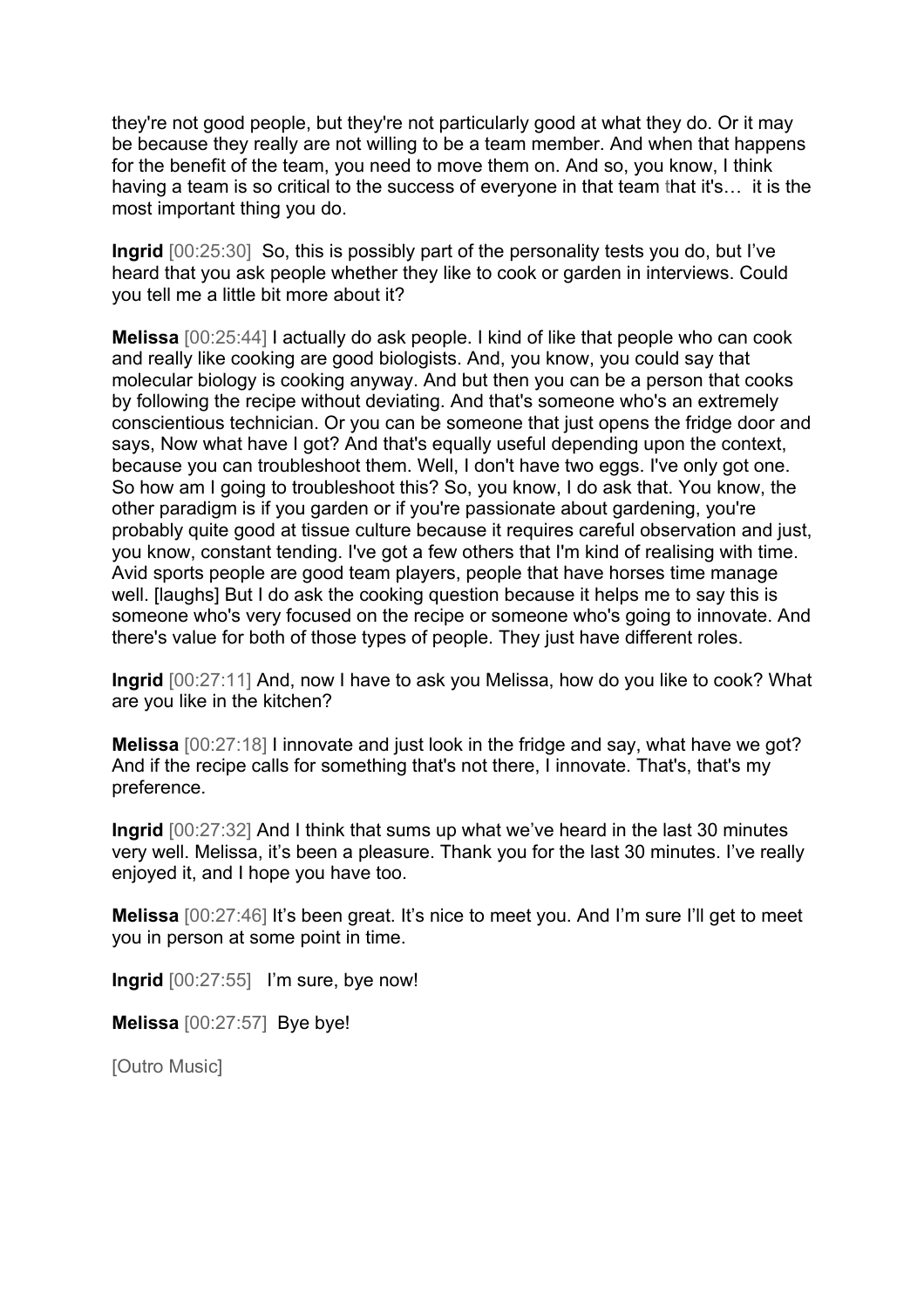they're not good people, but they're not particularly good at what they do. Or it may be because they really are not willing to be a team member. And when that happens for the benefit of the team, you need to move them on. And so, you know, I think having a team is so critical to the success of everyone in that team that it's… it is the most important thing you do.

**Ingrid** [00:25:30] So, this is possibly part of the personality tests you do, but I've heard that you ask people whether they like to cook or garden in interviews. Could you tell me a little bit more about it?

**Melissa** [00:25:44] I actually do ask people. I kind of like that people who can cook and really like cooking are good biologists. And, you know, you could say that molecular biology is cooking anyway. And but then you can be a person that cooks by following the recipe without deviating. And that's someone who's an extremely conscientious technician. Or you can be someone that just opens the fridge door and says, Now what have I got? And that's equally useful depending upon the context, because you can troubleshoot them. Well, I don't have two eggs. I've only got one. So how am I going to troubleshoot this? So, you know, I do ask that. You know, the other paradigm is if you garden or if you're passionate about gardening, you're probably quite good at tissue culture because it requires careful observation and just, you know, constant tending. I've got a few others that I'm kind of realising with time. Avid sports people are good team players, people that have horses time manage well. [laughs] But I do ask the cooking question because it helps me to say this is someone who's very focused on the recipe or someone who's going to innovate. And there's value for both of those types of people. They just have different roles.

**Ingrid** [00:27:11] And, now I have to ask you Melissa, how do you like to cook? What are you like in the kitchen?

**Melissa** [00:27:18] I innovate and just look in the fridge and say, what have we got? And if the recipe calls for something that's not there, I innovate. That's, that's my preference.

**Ingrid** [00:27:32] And I think that sums up what we've heard in the last 30 minutes very well. Melissa, it's been a pleasure. Thank you for the last 30 minutes. I've really enjoyed it, and I hope you have too.

**Melissa** [00:27:46] It's been great. It's nice to meet you. And I'm sure I'll get to meet you in person at some point in time.

**Ingrid** [00:27:55] I'm sure, bye now!

**Melissa** [00:27:57] Bye bye!

[Outro Music]